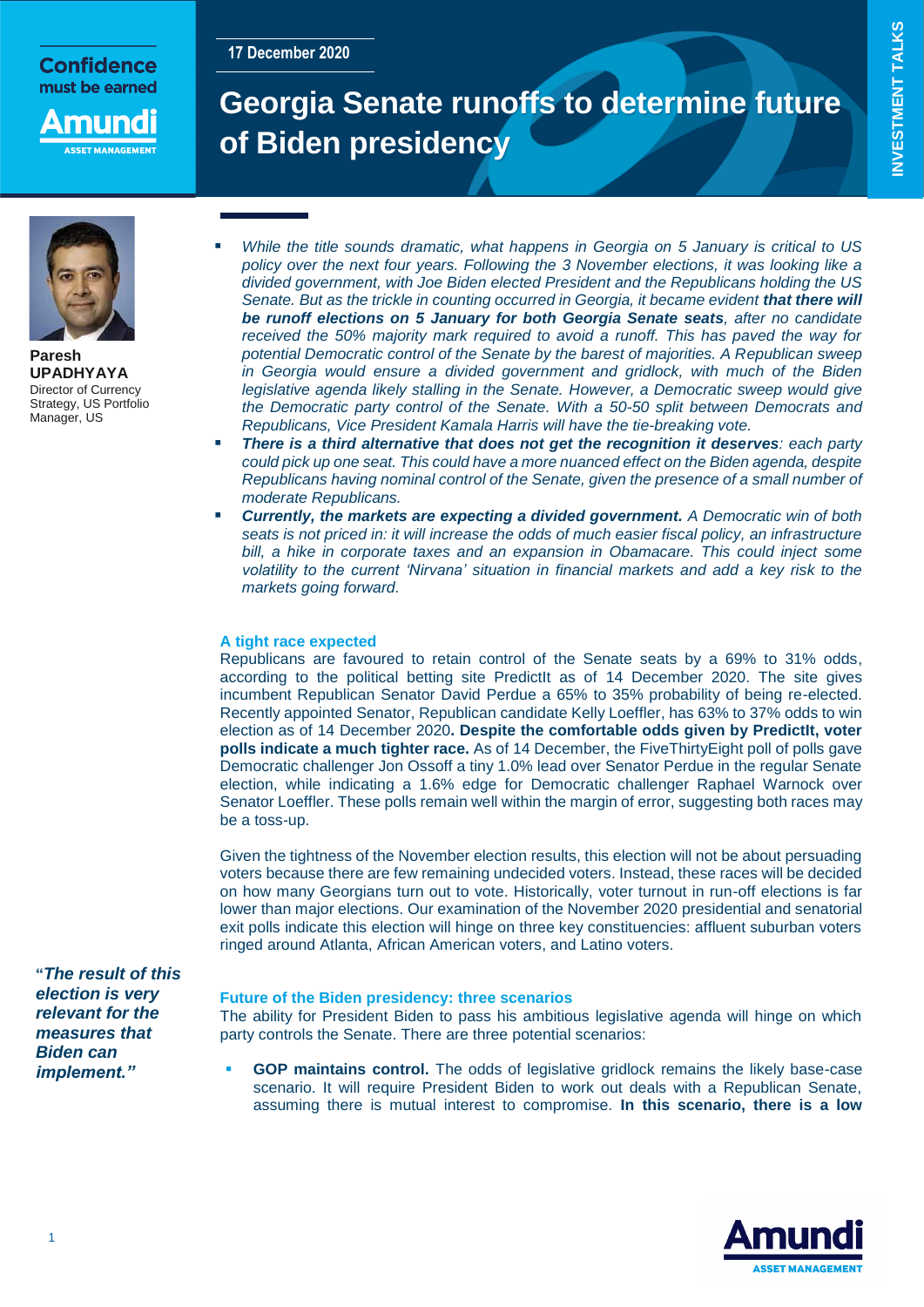17 December 2020

# Georgia Senate runoffs to determine future of Biden presidency

**Paresh UPADHYAYA**
Director of Currency Strategy, US Portfolio Manager, US

- *While the title sounds dramatic, what happens in Georgia on 5 January is critical to US policy over the next four years. Following the 3 November elections, it was looking like a divided government, with Joe Biden elected President and the Republicans holding the US Senate. But as the trickle in counting occurred in Georgia, it became evident* ***that there will be runoff elections on 5 January for both Georgia Senate seats****, after no candidate received the 50% majority mark required to avoid a runoff. This has paved the way for potential Democratic control of the Senate by the barest of majorities. A Republican sweep in Georgia would ensure a divided government and gridlock, with much of the Biden legislative agenda likely stalling in the Senate. However, a Democratic sweep would give the Democratic party control of the Senate. With a 50-50 split between Democrats and Republicans, Vice President Kamala Harris will have the tie-breaking vote.*
- ***There is a third alternative that does not get the recognition it deserves****: each party could pick up one seat. This could have a more nuanced effect on the Biden agenda, despite Republicans having nominal control of the Senate, given the presence of a small number of moderate Republicans.*
- ***Currently, the markets are expecting a divided government.*** *A Democratic win of both seats is not priced in: it will increase the odds of much easier fiscal policy, an infrastructure bill, a hike in corporate taxes and an expansion in Obamacare. This could inject some volatility to the current 'Nirvana' situation in financial markets and add a key risk to the markets going forward.*

## A tight race expected

Republicans are favoured to retain control of the Senate seats by a 69% to 31% odds, according to the political betting site PredictIt as of 14 December 2020. The site gives incumbent Republican Senator David Perdue a 65% to 35% probability of being re-elected. Recently appointed Senator, Republican candidate Kelly Loeffler, has 63% to 37% odds to win election as of 14 December 2020**. Despite the comfortable odds given by PredictIt, voter polls indicate a much tighter race.** As of 14 December, the FiveThirtyEight poll of polls gave Democratic challenger Jon Ossoff a tiny 1.0% lead over Senator Perdue in the regular Senate election, while indicating a 1.6% edge for Democratic challenger Raphael Warnock over Senator Loeffler. These polls remain well within the margin of error, suggesting both races may be a toss-up.

Given the tightness of the November election results, this election will not be about persuading voters because there are few remaining undecided voters. Instead, these races will be decided on how many Georgians turn out to vote. Historically, voter turnout in run-off elections is far lower than major elections. Our examination of the November 2020 presidential and senatorial exit polls indicate this election will hinge on three key constituencies: affluent suburban voters ringed around Atlanta, African American voters, and Latino voters.

***"The result of this election is very relevant for the measures that Biden can implement."***

## Future of the Biden presidency: three scenarios

The ability for President Biden to pass his ambitious legislative agenda will hinge on which party controls the Senate. There are three potential scenarios:

- **GOP maintains control.** The odds of legislative gridlock remains the likely base-case scenario. It will require President Biden to work out deals with a Republican Senate, assuming there is mutual interest to compromise. **In this scenario, there is a low**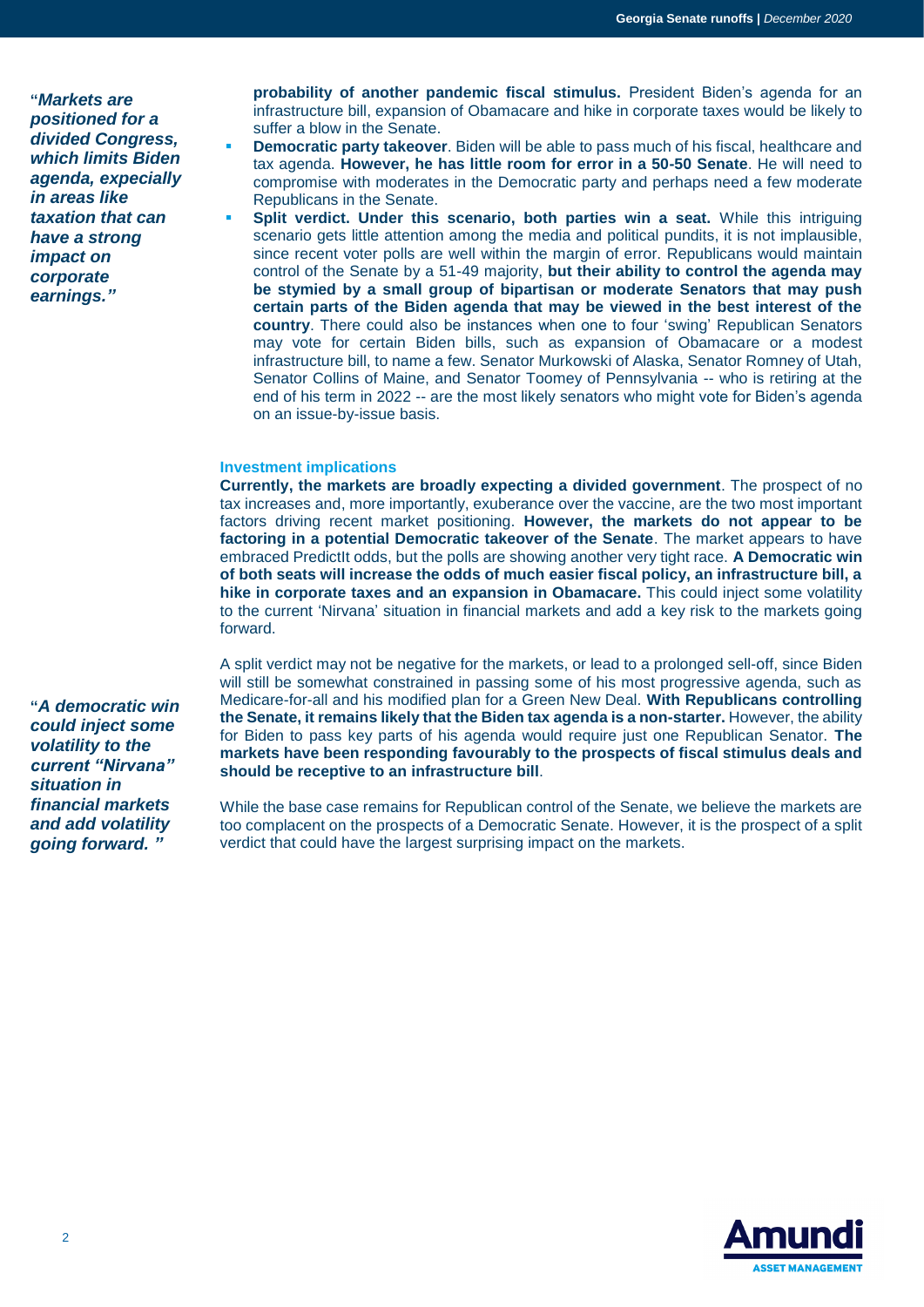**"*Markets are positioned for a divided Congress, which limits Biden agenda, expecially in areas like taxation that can have a strong impact on corporate earnings.*"**

**probability of another pandemic fiscal stimulus.** President Biden's agenda for an infrastructure bill, expansion of Obamacare and hike in corporate taxes would be likely to suffer a blow in the Senate.

- **Democratic party takeover**. Biden will be able to pass much of his fiscal, healthcare and tax agenda. **However, he has little room for error in a 50-50 Senate**. He will need to compromise with moderates in the Democratic party and perhaps need a few moderate Republicans in the Senate.
- **Split verdict. Under this scenario, both parties win a seat.** While this intriguing scenario gets little attention among the media and political pundits, it is not implausible, since recent voter polls are well within the margin of error. Republicans would maintain control of the Senate by a 51-49 majority, **but their ability to control the agenda may be stymied by a small group of bipartisan or moderate Senators that may push certain parts of the Biden agenda that may be viewed in the best interest of the country**. There could also be instances when one to four 'swing' Republican Senators may vote for certain Biden bills, such as expansion of Obamacare or a modest infrastructure bill, to name a few. Senator Murkowski of Alaska, Senator Romney of Utah, Senator Collins of Maine, and Senator Toomey of Pennsylvania -- who is retiring at the end of his term in 2022 -- are the most likely senators who might vote for Biden's agenda on an issue-by-issue basis.

### Investment implications

**Currently, the markets are broadly expecting a divided government**. The prospect of no tax increases and, more importantly, exuberance over the vaccine, are the two most important factors driving recent market positioning. **However, the markets do not appear to be factoring in a potential Democratic takeover of the Senate**. The market appears to have embraced PredictIt odds, but the polls are showing another very tight race. **A Democratic win of both seats will increase the odds of much easier fiscal policy, an infrastructure bill, a hike in corporate taxes and an expansion in Obamacare.** This could inject some volatility to the current 'Nirvana' situation in financial markets and add a key risk to the markets going forward.

**"*A democratic win could inject some volatility to the current "Nirvana" situation in financial markets and add volatility going forward.* "**

A split verdict may not be negative for the markets, or lead to a prolonged sell-off, since Biden will still be somewhat constrained in passing some of his most progressive agenda, such as Medicare-for-all and his modified plan for a Green New Deal. **With Republicans controlling the Senate, it remains likely that the Biden tax agenda is a non-starter.** However, the ability for Biden to pass key parts of his agenda would require just one Republican Senator. **The markets have been responding favourably to the prospects of fiscal stimulus deals and should be receptive to an infrastructure bill**.

While the base case remains for Republican control of the Senate, we believe the markets are too complacent on the prospects of a Democratic Senate. However, it is the prospect of a split verdict that could have the largest surprising impact on the markets.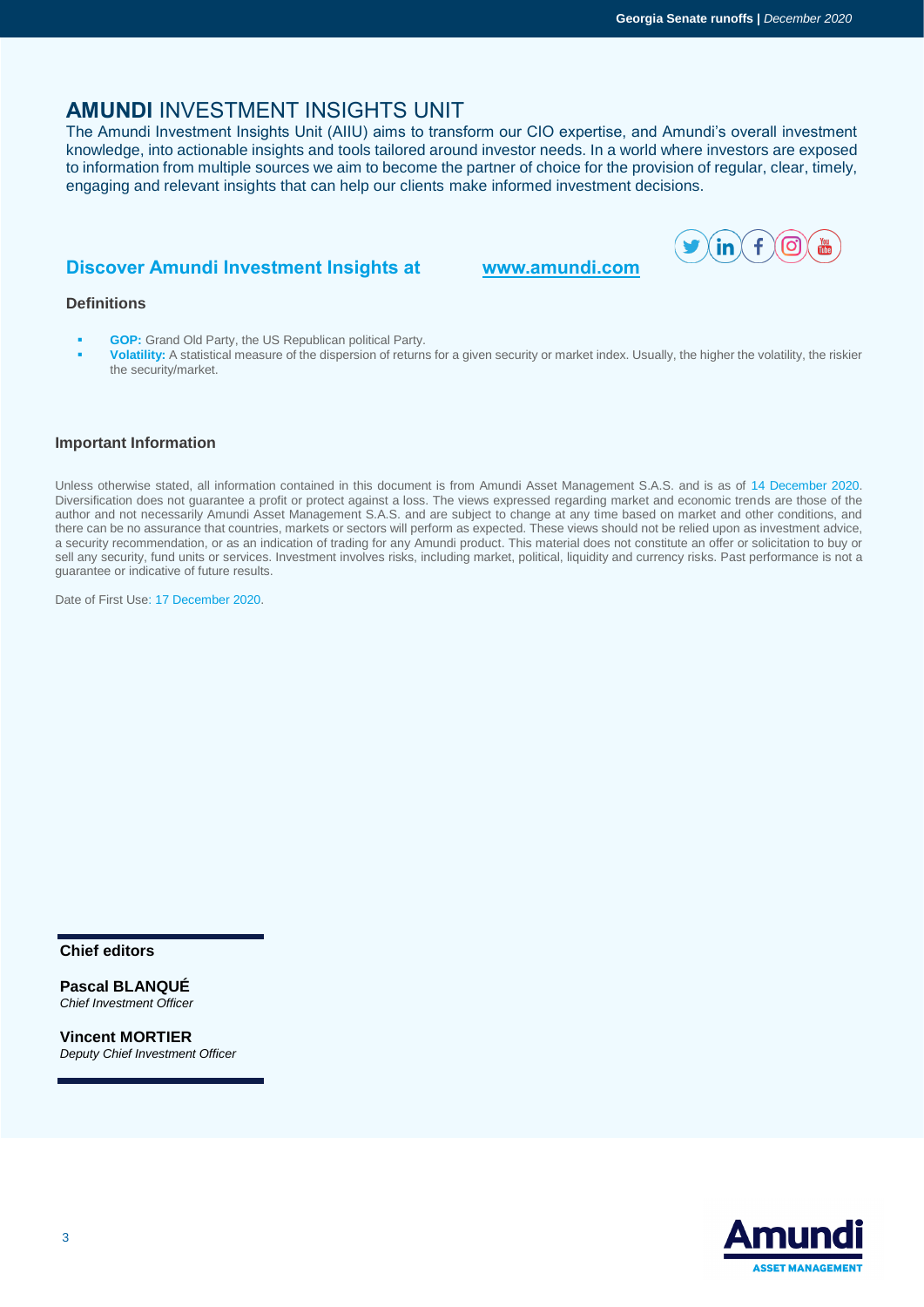# **AMUNDI** INVESTMENT INSIGHTS UNIT

The Amundi Investment Insights Unit (AIIU) aims to transform our CIO expertise, and Amundi's overall investment knowledge, into actionable insights and tools tailored around investor needs. In a world where investors are exposed to information from multiple sources we aim to become the partner of choice for the provision of regular, clear, timely, engaging and relevant insights that can help our clients make informed investment decisions.

**Discover Amundi Investment Insights at** **www.amundi.com**

### Definitions

- **GOP:** Grand Old Party, the US Republican political Party.
- **Volatility:** A statistical measure of the dispersion of returns for a given security or market index. Usually, the higher the volatility, the riskier the security/market.

### Important Information

Unless otherwise stated, all information contained in this document is from Amundi Asset Management S.A.S. and is as of 14 December 2020. Diversification does not guarantee a profit or protect against a loss. The views expressed regarding market and economic trends are those of the author and not necessarily Amundi Asset Management S.A.S. and are subject to change at any time based on market and other conditions, and there can be no assurance that countries, markets or sectors will perform as expected. These views should not be relied upon as investment advice, a security recommendation, or as an indication of trading for any Amundi product. This material does not constitute an offer or solicitation to buy or sell any security, fund units or services. Investment involves risks, including market, political, liquidity and currency risks. Past performance is not a guarantee or indicative of future results.

Date of First Use: 17 December 2020.

**Chief editors**

**Pascal BLANQUÉ**
*Chief Investment Officer*

**Vincent MORTIER**
*Deputy Chief Investment Officer*